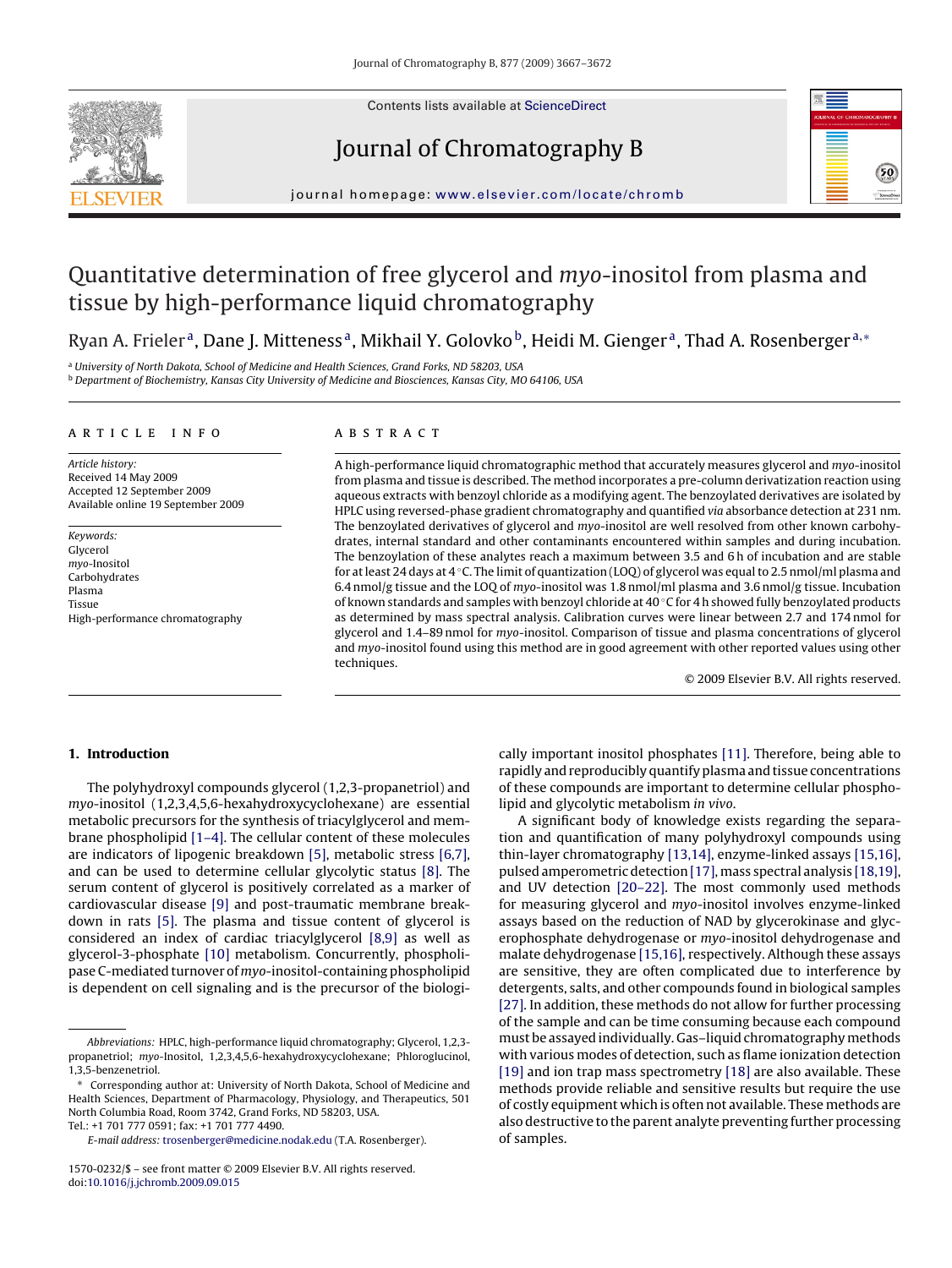# Quantitative determination of free glycerol and *myo*-inositol from plasma and tissue by high-performance liquid chromatography

Ryan A. Frieler[a], Dane J. Mitteness[a], Mikhail Y. Golovko[b], Heidi M. Gienger[a], Thad A. Rosenberger[a,*]

[a] University of North Dakota, School of Medicine and Health Sciences, Grand Forks, ND 58203, USA
[b] Department of Biochemistry, Kansas City University of Medicine and Biosciences, Kansas City, MO 64106, USA

## ARTICLE INFO

*Article history:*
Received 14 May 2009
Accepted 12 September 2009
Available online 19 September 2009

*Keywords:*
Glycerol
*myo*-Inositol
Carbohydrates
Plasma
Tissue
High-performance chromatography

## ABSTRACT

A high-performance liquid chromatographic method that accurately measures glycerol and *myo*-inositol from plasma and tissue is described. The method incorporates a pre-column derivatization reaction using aqueous extracts with benzoyl chloride as a modifying agent. The benzoylated derivatives are isolated by HPLC using reversed-phase gradient chromatography and quantified *via* absorbance detection at 231 nm. The benzoylated derivatives of glycerol and *myo*-inositol are well resolved from other known carbohydrates, internal standard and other contaminants encountered within samples and during incubation. The benzoylation of these analytes reach a maximum between 3.5 and 6 h of incubation and are stable for at least 24 days at 4 °C. The limit of quantization (LOQ) of glycerol was equal to 2.5 nmol/ml plasma and 6.4 nmol/g tissue and the LOQ of *myo*-inositol was 1.8 nmol/ml plasma and 3.6 nmol/g tissue. Incubation of known standards and samples with benzoyl chloride at 40 °C for 4 h showed fully benzoylated products as determined by mass spectral analysis. Calibration curves were linear between 2.7 and 174 nmol for glycerol and 1.4–89 nmol for *myo*-inositol. Comparison of tissue and plasma concentrations of glycerol and *myo*-inositol found using this method are in good agreement with other reported values using other techniques.

© 2009 Elsevier B.V. All rights reserved.

## 1. Introduction

The polyhydroxyl compounds glycerol (1,2,3-propanetriol) and *myo*-inositol (1,2,3,4,5,6-hexahydroxycyclohexane) are essential metabolic precursors for the synthesis of triacylglycerol and membrane phospholipid [1–4]. The cellular content of these molecules are indicators of lipogenic breakdown [5], metabolic stress [6,7], and can be used to determine cellular glycolytic status [8]. The serum content of glycerol is positively correlated as a marker of cardiovascular disease [9] and post-traumatic membrane breakdown in rats [5]. The plasma and tissue content of glycerol is considered an index of cardiac triacylglycerol [8,9] as well as glycerol-3-phosphate [10] metabolism. Concurrently, phospholipase C-mediated turnover of *myo*-inositol-containing phospholipid is dependent on cell signaling and is the precursor of the biologically important inositol phosphates [11]. Therefore, being able to rapidly and reproducibly quantify plasma and tissue concentrations of these compounds are important to determine cellular phospholipid and glycolytic metabolism *in vivo*.

A significant body of knowledge exists regarding the separation and quantification of many polyhydroxyl compounds using thin-layer chromatography [13,14], enzyme-linked assays [15,16], pulsed amperometric detection [17], mass spectral analysis [18,19], and UV detection [20–22]. The most commonly used methods for measuring glycerol and *myo*-inositol involves enzyme-linked assays based on the reduction of NAD by glycerokinase and glycerophosphate dehydrogenase or *myo*-inositol dehydrogenase and malate dehydrogenase [15,16], respectively. Although these assays are sensitive, they are often complicated due to interference by detergents, salts, and other compounds found in biological samples [27]. In addition, these methods do not allow for further processing of the sample and can be time consuming because each compound must be assayed individually. Gas–liquid chromatography methods with various modes of detection, such as flame ionization detection [19] and ion trap mass spectrometry [18] are also available. These methods provide reliable and sensitive results but require the use of costly equipment which is often not available. These methods are also destructive to the parent analyte preventing further processing of samples.

---

*Abbreviations:* HPLC, high-performance liquid chromatography; Glycerol, 1,2,3-propanetriol; *myo*-Inositol, 1,2,3,4,5,6-hexahydroxycyclohexane; Phloroglucinol, 1,3,5-benzenetriol.

\* Corresponding author at: University of North Dakota, School of Medicine and Health Sciences, Department of Pharmacology, Physiology, and Therapeutics, 501 North Columbia Road, Room 3742, Grand Forks, ND 58203, USA. Tel.: +1 701 777 0591; fax: +1 701 777 4490.

*E-mail address:* trosenberger@medicine.nodak.edu (T.A. Rosenberger).

1570-0232/$ – see front matter © 2009 Elsevier B.V. All rights reserved.
doi:10.1016/j.jchromb.2009.09.015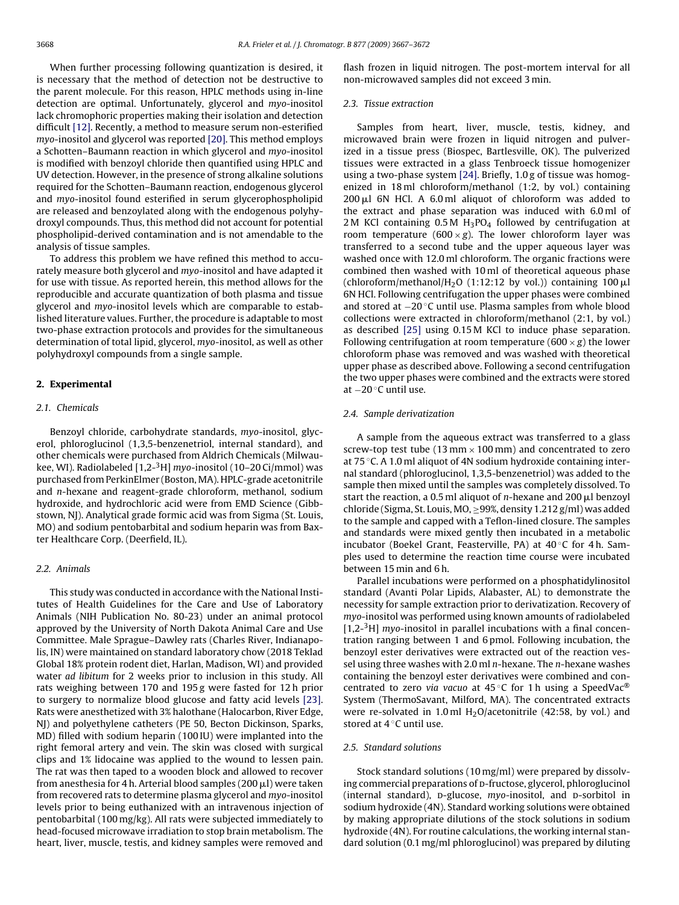When further processing following quantization is desired, it is necessary that the method of detection not be destructive to the parent molecule. For this reason, HPLC methods using in-line detection are optimal. Unfortunately, glycerol and *myo*-inositol lack chromophoric properties making their isolation and detection difficult [12]. Recently, a method to measure serum non-esterified *myo*-inositol and glycerol was reported [20]. This method employs a Schotten–Baumann reaction in which glycerol and *myo*-inositol is modified with benzoyl chloride then quantified using HPLC and UV detection. However, in the presence of strong alkaline solutions required for the Schotten–Baumann reaction, endogenous glycerol and *myo*-inositol found esterified in serum glycerophospholipid are released and benzoylated along with the endogenous polyhydroxyl compounds. Thus, this method did not account for potential phospholipid-derived contamination and is not amendable to the analysis of tissue samples.

To address this problem we have refined this method to accurately measure both glycerol and *myo*-inositol and have adapted it for use with tissue. As reported herein, this method allows for the reproducible and accurate quantization of both plasma and tissue glycerol and *myo*-inositol levels which are comparable to established literature values. Further, the procedure is adaptable to most two-phase extraction protocols and provides for the simultaneous determination of total lipid, glycerol, *myo*-inositol, as well as other polyhydroxyl compounds from a single sample.

## 2. Experimental

### 2.1. Chemicals

Benzoyl chloride, carbohydrate standards, *myo*-inositol, glycerol, phloroglucinol (1,3,5-benzenetriol, internal standard), and other chemicals were purchased from Aldrich Chemicals (Milwaukee, WI). Radiolabeled [1,2-$^3$H] *myo*-inositol (10–20 Ci/mmol) was purchased from PerkinElmer (Boston, MA). HPLC-grade acetonitrile and *n*-hexane and reagent-grade chloroform, methanol, sodium hydroxide, and hydrochloric acid were from EMD Science (Gibbstown, NJ). Analytical grade formic acid was from Sigma (St. Louis, MO) and sodium pentobarbital and sodium heparin was from Baxter Healthcare Corp. (Deerfield, IL).

### 2.2. Animals

This study was conducted in accordance with the National Institutes of Health Guidelines for the Care and Use of Laboratory Animals (NIH Publication No. 80-23) under an animal protocol approved by the University of North Dakota Animal Care and Use Committee. Male Sprague–Dawley rats (Charles River, Indianapolis, IN) were maintained on standard laboratory chow (2018 Teklad Global 18% protein rodent diet, Harlan, Madison, WI) and provided water *ad libitum* for 2 weeks prior to inclusion in this study. All rats weighing between 170 and 195 g were fasted for 12 h prior to surgery to normalize blood glucose and fatty acid levels [23]. Rats were anesthetized with 3% halothane (Halocarbon, River Edge, NJ) and polyethylene catheters (PE 50, Becton Dickinson, Sparks, MD) filled with sodium heparin (100 IU) were implanted into the right femoral artery and vein. The skin was closed with surgical clips and 1% lidocaine was applied to the wound to lessen pain. The rat was then taped to a wooden block and allowed to recover from anesthesia for 4 h. Arterial blood samples (200 μl) were taken from recovered rats to determine plasma glycerol and *myo*-inositol levels prior to being euthanized with an intravenous injection of pentobarbital (100 mg/kg). All rats were subjected immediately to head-focused microwave irradiation to stop brain metabolism. The heart, liver, muscle, testis, and kidney samples were removed and flash frozen in liquid nitrogen. The post-mortem interval for all non-microwaved samples did not exceed 3 min.

### 2.3. Tissue extraction

Samples from heart, liver, muscle, testis, kidney, and microwaved brain were frozen in liquid nitrogen and pulverized in a tissue press (Biospec, Bartlesville, OK). The pulverized tissues were extracted in a glass Tenbroeck tissue homogenizer using a two-phase system [24]. Briefly, 1.0 g of tissue was homogenized in 18 ml chloroform/methanol (1:2, by vol.) containing 200 μl 6N HCl. A 6.0 ml aliquot of chloroform was added to the extract and phase separation was induced with 6.0 ml of 2 M KCl containing 0.5 M $H_3PO_4$ followed by centrifugation at room temperature (600 × *g*). The lower chloroform layer was transferred to a second tube and the upper aqueous layer was washed once with 12.0 ml chloroform. The organic fractions were combined then washed with 10 ml of theoretical aqueous phase (chloroform/methanol/$H_2O$ (1:12:12 by vol.)) containing 100 μl 6N HCl. Following centrifugation the upper phases were combined and stored at −20 °C until use. Plasma samples from whole blood collections were extracted in chloroform/methanol (2:1, by vol.) as described [25] using 0.15 M KCl to induce phase separation. Following centrifugation at room temperature (600 × *g*) the lower chloroform phase was removed and was washed with theoretical upper phase as described above. Following a second centrifugation the two upper phases were combined and the extracts were stored at −20 °C until use.

### 2.4. Sample derivatization

A sample from the aqueous extract was transferred to a glass screw-top test tube (13 mm × 100 mm) and concentrated to zero at 75 °C. A 1.0 ml aliquot of 4N sodium hydroxide containing internal standard (phloroglucinol, 1,3,5-benzenetriol) was added to the sample then mixed until the samples was completely dissolved. To start the reaction, a 0.5 ml aliquot of *n*-hexane and 200 μl benzoyl chloride (Sigma, St. Louis, MO, ≥99%, density 1.212 g/ml) was added to the sample and capped with a Teflon-lined closure. The samples and standards were mixed gently then incubated in a metabolic incubator (Boekel Grant, Feasterville, PA) at 40 °C for 4 h. Samples used to determine the reaction time course were incubated between 15 min and 6 h.

Parallel incubations were performed on a phosphatidylinositol standard (Avanti Polar Lipids, Alabaster, AL) to demonstrate the necessity for sample extraction prior to derivatization. Recovery of *myo*-inositol was performed using known amounts of radiolabeled [1,2-$^3$H] *myo*-inositol in parallel incubations with a final concentration ranging between 1 and 6 pmol. Following incubation, the benzoyl ester derivatives were extracted out of the reaction vessel using three washes with 2.0 ml *n*-hexane. The *n*-hexane washes containing the benzoyl ester derivatives were combined and concentrated to zero *via vacuo* at 45 °C for 1 h using a SpeedVac® System (ThermoSavant, Milford, MA). The concentrated extracts were re-solvated in 1.0 ml $H_2O$/acetonitrile (42:58, by vol.) and stored at 4 °C until use.

### 2.5. Standard solutions

Stock standard solutions (10 mg/ml) were prepared by dissolving commercial preparations of D-fructose, glycerol, phloroglucinol (internal standard), D-glucose, *myo*-inositol, and D-sorbitol in sodium hydroxide (4N). Standard working solutions were obtained by making appropriate dilutions of the stock solutions in sodium hydroxide (4N). For routine calculations, the working internal standard solution (0.1 mg/ml phloroglucinol) was prepared by diluting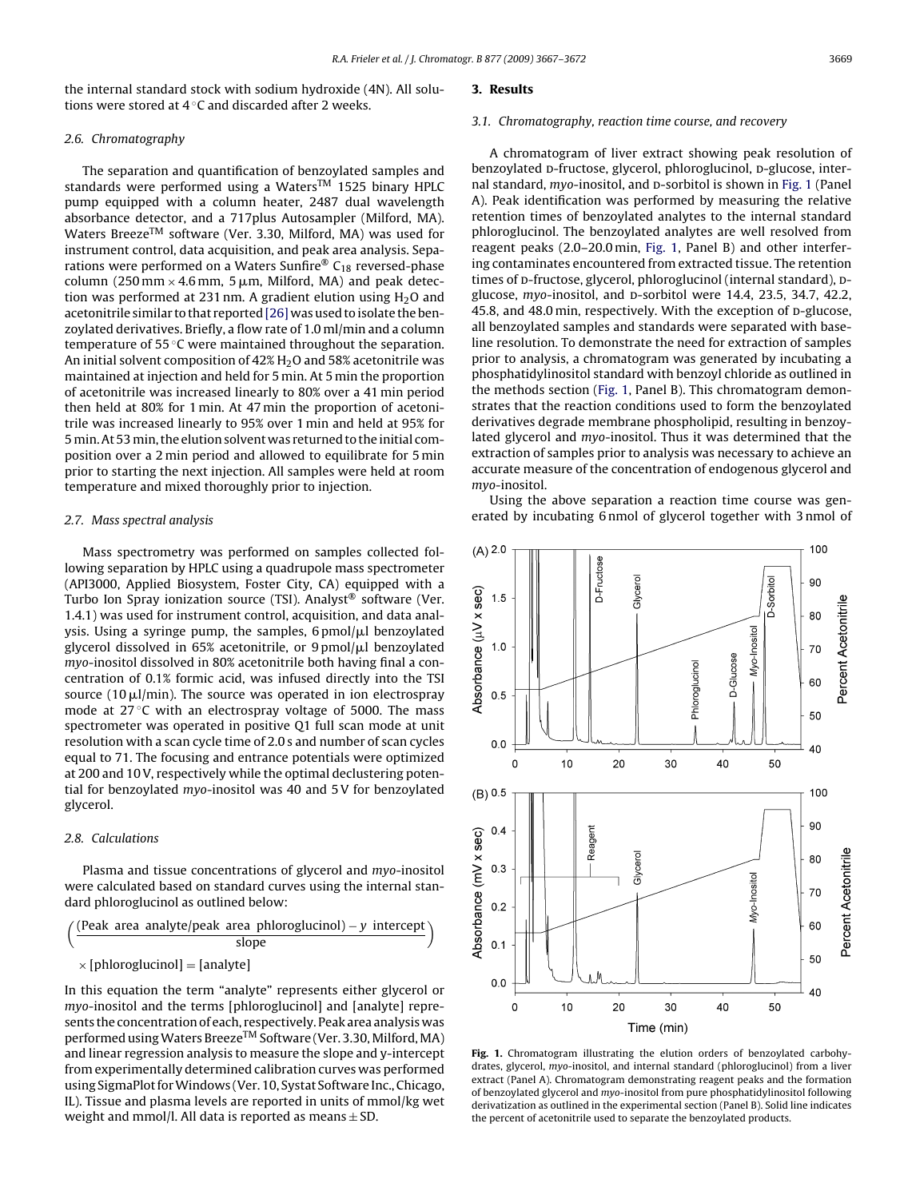the internal standard stock with sodium hydroxide (4N). All solutions were stored at 4 °C and discarded after 2 weeks.

### 2.6. Chromatography

The separation and quantification of benzoylated samples and standards were performed using a Waters™ 1525 binary HPLC pump equipped with a column heater, 2487 dual wavelength absorbance detector, and a 717plus Autosampler (Milford, MA). Waters Breeze™ software (Ver. 3.30, Milford, MA) was used for instrument control, data acquisition, and peak area analysis. Separations were performed on a Waters Sunfire® $C_{18}$ reversed-phase column (250 mm × 4.6 mm, 5 μm, Milford, MA) and peak detection was performed at 231 nm. A gradient elution using $H_2O$ and acetonitrile similar to that reported [26] was used to isolate the benzoylated derivatives. Briefly, a flow rate of 1.0 ml/min and a column temperature of 55 °C were maintained throughout the separation. An initial solvent composition of 42% $H_2O$ and 58% acetonitrile was maintained at injection and held for 5 min. At 5 min the proportion of acetonitrile was increased linearly to 80% over a 41 min period then held at 80% for 1 min. At 47 min the proportion of acetonitrile was increased linearly to 95% over 1 min and held at 95% for 5 min. At 53 min, the elution solvent was returned to the initial composition over a 2 min period and allowed to equilibrate for 5 min prior to starting the next injection. All samples were held at room temperature and mixed thoroughly prior to injection.

### 2.7. Mass spectral analysis

Mass spectrometry was performed on samples collected following separation by HPLC using a quadrupole mass spectrometer (API3000, Applied Biosystem, Foster City, CA) equipped with a Turbo Ion Spray ionization source (TSI). Analyst® software (Ver. 1.4.1) was used for instrument control, acquisition, and data analysis. Using a syringe pump, the samples, 6 pmol/μl benzoylated glycerol dissolved in 65% acetonitrile, or 9 pmol/μl benzoylated *myo*-inositol dissolved in 80% acetonitrile both having final a concentration of 0.1% formic acid, was infused directly into the TSI source (10 μl/min). The source was operated in ion electrospray mode at 27 °C with an electrospray voltage of 5000. The mass spectrometer was operated in positive Q1 full scan mode at unit resolution with a scan cycle time of 2.0 s and number of scan cycles equal to 71. The focusing and entrance potentials were optimized at 200 and 10 V, respectively while the optimal declustering potential for benzoylated *myo*-inositol was 40 and 5 V for benzoylated glycerol.

### 2.8. Calculations

Plasma and tissue concentrations of glycerol and *myo*-inositol were calculated based on standard curves using the internal standard phloroglucinol as outlined below:

$$\left(\frac{(\text{Peak area analyte}/\text{peak area phloroglucinol}) - y \text{ intercept}}{\text{slope}}\right) \times [\text{phloroglucinol}] = [\text{analyte}]$$

In this equation the term "analyte" represents either glycerol or *myo*-inositol and the terms [phloroglucinol] and [analyte] represents the concentration of each, respectively. Peak area analysis was performed using Waters Breeze™ Software (Ver. 3.30, Milford, MA) and linear regression analysis to measure the slope and y-intercept from experimentally determined calibration curves was performed using SigmaPlot for Windows (Ver. 10, Systat Software Inc., Chicago, IL). Tissue and plasma levels are reported in units of mmol/kg wet weight and mmol/l. All data is reported as means ± SD.

## 3. Results

### 3.1. Chromatography, reaction time course, and recovery

A chromatogram of liver extract showing peak resolution of benzoylated D-fructose, glycerol, phloroglucinol, D-glucose, internal standard, *myo*-inositol, and D-sorbitol is shown in Fig. 1 (Panel A). Peak identification was performed by measuring the relative retention times of benzoylated analytes to the internal standard phloroglucinol. The benzoylated analytes are well resolved from reagent peaks (2.0–20.0 min, Fig. 1, Panel B) and other interfering contaminates encountered from extracted tissue. The retention times of D-fructose, glycerol, phloroglucinol (internal standard), D-glucose, *myo*-inositol, and D-sorbitol were 14.4, 23.5, 34.7, 42.2, 45.8, and 48.0 min, respectively. With the exception of D-glucose, all benzoylated samples and standards were separated with baseline resolution. To demonstrate the need for extraction of samples prior to analysis, a chromatogram was generated by incubating a phosphatidylinositol standard with benzoyl chloride as outlined in the methods section (Fig. 1, Panel B). This chromatogram demonstrates that the reaction conditions used to form the benzoylated derivatives degrade membrane phospholipid, resulting in benzoylated glycerol and *myo*-inositol. Thus it was determined that the extraction of samples prior to analysis was necessary to achieve an accurate measure of the concentration of endogenous glycerol and *myo*-inositol.

Using the above separation a reaction time course was generated by incubating 6 nmol of glycerol together with 3 nmol of

**Fig. 1.** Chromatogram illustrating the elution orders of benzoylated carbohydrates, glycerol, *myo*-inositol, and internal standard (phloroglucinol) from a liver extract (Panel A). Chromatogram demonstrating reagent peaks and the formation of benzoylated glycerol and *myo*-inositol from pure phosphatidylinositol following derivatization as outlined in the experimental section (Panel B). Solid line indicates the percent of acetonitrile used to separate the benzoylated products.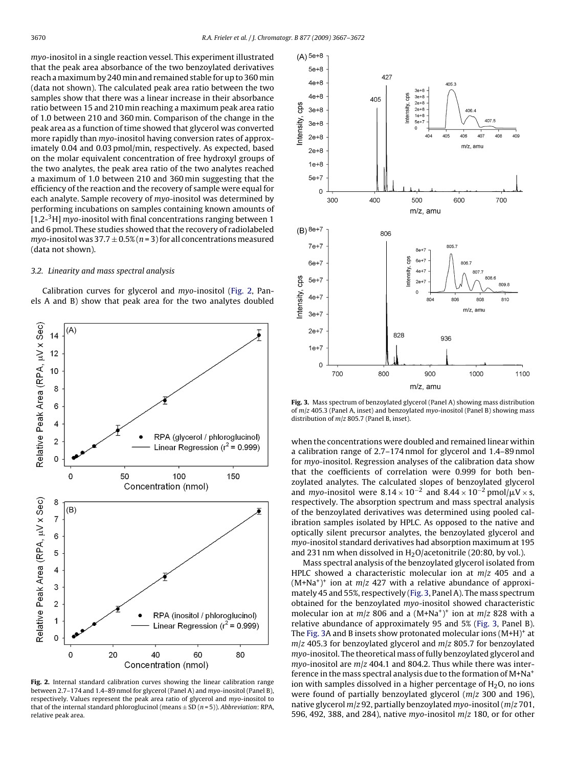*myo*-inositol in a single reaction vessel. This experiment illustrated that the peak area absorbance of the two benzoylated derivatives reach a maximum by 240 min and remained stable for up to 360 min (data not shown). The calculated peak area ratio between the two samples show that there was a linear increase in their absorbance ratio between 15 and 210 min reaching a maximum peak area ratio of 1.0 between 210 and 360 min. Comparison of the change in the peak area as a function of time showed that glycerol was converted more rapidly than *myo*-inositol having conversion rates of approximately 0.04 and 0.03 pmol/min, respectively. As expected, based on the molar equivalent concentration of free hydroxyl groups of the two analytes, the peak area ratio of the two analytes reached a maximum of 1.0 between 210 and 360 min suggesting that the efficiency of the reaction and the recovery of sample were equal for each analyte. Sample recovery of *myo*-inositol was determined by performing incubations on samples containing known amounts of [1,2-$^3$H] *myo*-inositol with final concentrations ranging between 1 and 6 pmol. These studies showed that the recovery of radiolabeled *myo*-inositol was 37.7 ± 0.5% ($n$ = 3) for all concentrations measured (data not shown).

### 3.2. Linearity and mass spectral analysis

Calibration curves for glycerol and *myo*-inositol (Fig. 2, Panels A and B) show that peak area for the two analytes doubled when the concentrations were doubled and remained linear within a calibration range of 2.7–174 nmol for glycerol and 1.4–89 nmol for *myo*-inositol. Regression analyses of the calibration data show that the coefficients of correlation were 0.999 for both benzoylated analytes. The calculated slopes of benzoylated glycerol and *myo*-inositol were $8.14 \times 10^{-2}$ and $8.44 \times 10^{-2}$ pmol/μV × s, respectively. The absorption spectrum and mass spectral analysis of the benzoylated derivatives was determined using pooled calibration samples isolated by HPLC. As opposed to the native and optically silent precursor analytes, the benzoylated glycerol and *myo*-inositol standard derivatives had absorption maximum at 195 and 231 nm when dissolved in $H_2O$/acetonitrile (20:80, by vol.).

**Fig. 2.** Internal standard calibration curves showing the linear calibration range between 2.7–174 nmol for glycerol and 1.4–89 nmol for *myo*-inositol (Panel A and Panel B), respectively. Values represent the peak area ratio of glycerol and *myo*-inositol to that of the internal standard phloroglucinol (means ± SD ($n$ = 5)). *Abbreviation*: RPA, relative peak area.

**Fig. 3.** Mass spectrum of benzoylated glycerol (Panel A) showing mass distribution of $m/z$ 405.3 (Panel A, inset) and benzoylated *myo*-inositol (Panel B) showing mass distribution of $m/z$ 805.7 (Panel B, inset).

Mass spectral analysis of the benzoylated glycerol isolated from HPLC showed a characteristic molecular ion at $m/z$ 405 and a $(M+Na^+)^+$ ion at $m/z$ 427 with a relative abundance of approximately 45 and 55%, respectively (Fig. 3, Panel A). The mass spectrum obtained for the benzoylated *myo*-inositol showed characteristic molecular ion at $m/z$ 806 and a $(M+Na^+)^+$ ion at $m/z$ 828 with a relative abundance of approximately 95 and 5% (Fig. 3, Panel B). The Fig. 3A and B insets show protonated molecular ions $(M+H)^+$ at $m/z$ 405.3 for benzoylated glycerol and $m/z$ 805.7 for benzoylated *myo*-inositol. The theoretical mass of fully benzoylated glycerol and *myo*-inositol are $m/z$ 404.1 and 804.2. Thus while there was interference in the mass spectral analysis due to the formation of $M+Na^+$ ion with samples dissolved in a higher percentage of $H_2O$, no ions were found of partially benzoylated glycerol ($m/z$ 300 and 196), native glycerol $m/z$ 92, partially benzoylated *myo*-inositol ($m/z$ 701, 596, 492, 388, and 284), native *myo*-inositol $m/z$ 180, or for other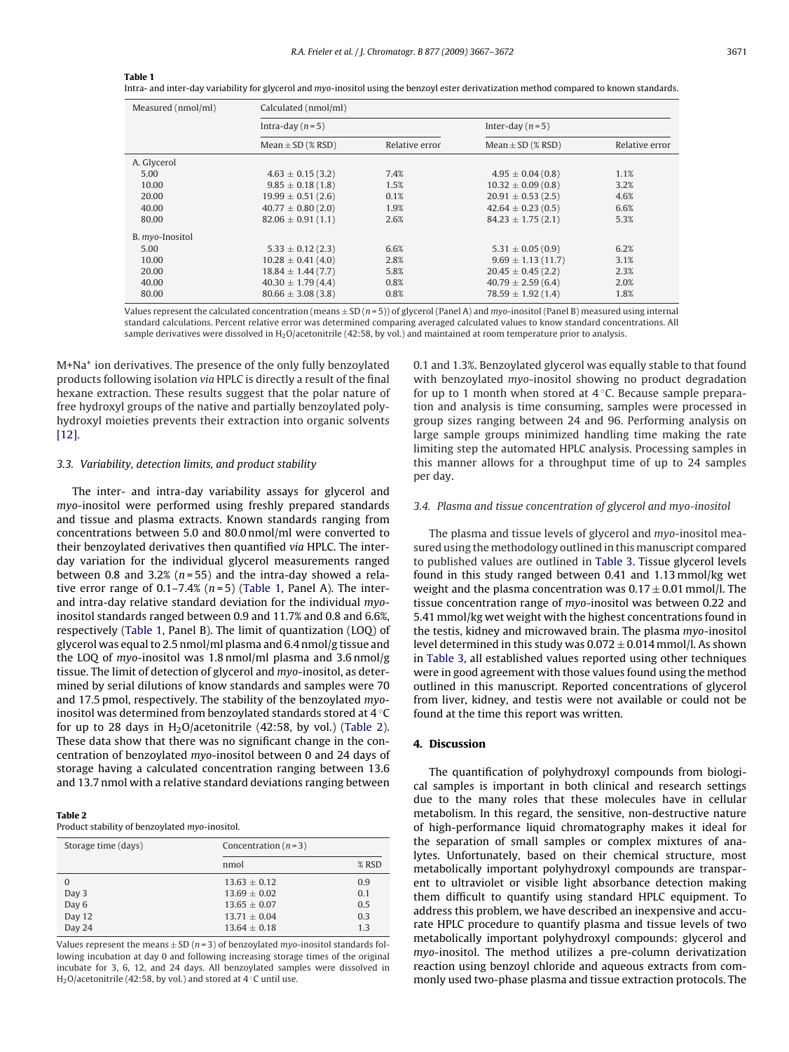**Table 1**
Intra- and inter-day variability for glycerol and *myo*-inositol using the benzoyl ester derivatization method compared to known standards.

| Measured (nmol/ml) | Calculated (nmol/ml) | | | |
|---|---|---|---|---|
| | Intra-day ($n=5$) | | Inter-day ($n=5$) | |
| | Mean ± SD (% RSD) | Relative error | Mean ± SD (% RSD) | Relative error |
| A. Glycerol | | | | |
| 5.00 | 4.63 ± 0.15 (3.2) | 7.4% | 4.95 ± 0.04 (0.8) | 1.1% |
| 10.00 | 9.85 ± 0.18 (1.8) | 1.5% | 10.32 ± 0.09 (0.8) | 3.2% |
| 20.00 | 19.99 ± 0.51 (2.6) | 0.1% | 20.91 ± 0.53 (2.5) | 4.6% |
| 40.00 | 40.77 ± 0.80 (2.0) | 1.9% | 42.64 ± 0.23 (0.5) | 6.6% |
| 80.00 | 82.06 ± 0.91 (1.1) | 2.6% | 84.23 ± 1.75 (2.1) | 5.3% |
| B. *myo*-Inositol | | | | |
| 5.00 | 5.33 ± 0.12 (2.3) | 6.6% | 5.31 ± 0.05 (0.9) | 6.2% |
| 10.00 | 10.28 ± 0.41 (4.0) | 2.8% | 9.69 ± 1.13 (11.7) | 3.1% |
| 20.00 | 18.84 ± 1.44 (7.7) | 5.8% | 20.45 ± 0.45 (2.2) | 2.3% |
| 40.00 | 40.30 ± 1.79 (4.4) | 0.8% | 40.79 ± 2.59 (6.4) | 2.0% |
| 80.00 | 80.66 ± 3.08 (3.8) | 0.8% | 78.59 ± 1.92 (1.4) | 1.8% |

Values represent the calculated concentration (means ± SD ($n=5$)) of glycerol (Panel A) and *myo*-inositol (Panel B) measured using internal standard calculations. Percent relative error was determined comparing averaged calculated values to know standard concentrations. All sample derivatives were dissolved in $H_2O$/acetonitrile (42:58, by vol.) and maintained at room temperature prior to analysis.

M+Na+ ion derivatives. The presence of the only fully benzoylated products following isolation *via* HPLC is directly a result of the final hexane extraction. These results suggest that the polar nature of free hydroxyl groups of the native and partially benzoylated polyhydroxyl moieties prevents their extraction into organic solvents [12].

### 3.3. Variability, detection limits, and product stability

The inter- and intra-day variability assays for glycerol and *myo*-inositol were performed using freshly prepared standards and tissue and plasma extracts. Known standards ranging from concentrations between 5.0 and 80.0 nmol/ml were converted to their benzoylated derivatives then quantified *via* HPLC. The inter-day variation for the individual glycerol measurements ranged between 0.8 and 3.2% ($n=55$) and the intra-day showed a relative error range of 0.1–7.4% ($n=5$) (Table 1, Panel A). The inter- and intra-day relative standard deviation for the individual *myo*-inositol standards ranged between 0.9 and 11.7% and 0.8 and 6.6%, respectively (Table 1, Panel B). The limit of quantization (LOQ) of glycerol was equal to 2.5 nmol/ml plasma and 6.4 nmol/g tissue and the LOQ of *myo*-inositol was 1.8 nmol/ml plasma and 3.6 nmol/g tissue. The limit of detection of glycerol and *myo*-inositol, as determined by serial dilutions of know standards and samples were 70 and 17.5 pmol, respectively. The stability of the benzoylated *myo*-inositol was determined from benzoylated standards stored at 4 °C for up to 28 days in $H_2O$/acetonitrile (42:58, by vol.) (Table 2). These data show that there was no significant change in the concentration of benzoylated *myo*-inositol between 0 and 24 days of storage having a calculated concentration ranging between 13.6 and 13.7 nmol with a relative standard deviations ranging between 0.1 and 1.3%. Benzoylated glycerol was equally stable to that found with benzoylated *myo*-inositol showing no product degradation for up to 1 month when stored at 4 °C. Because sample preparation and analysis is time consuming, samples were processed in group sizes ranging between 24 and 96. Performing analysis on large sample groups minimized handling time making the rate limiting step the automated HPLC analysis. Processing samples in this manner allows for a throughput time of up to 24 samples per day.

**Table 2**
Product stability of benzoylated *myo*-inositol.

| Storage time (days) | Concentration ($n=3$) | |
|---|---|---|
| | nmol | % RSD |
| 0 | 13.63 ± 0.12 | 0.9 |
| Day 3 | 13.69 ± 0.02 | 0.1 |
| Day 6 | 13.65 ± 0.07 | 0.5 |
| Day 12 | 13.71 ± 0.04 | 0.3 |
| Day 24 | 13.64 ± 0.18 | 1.3 |

Values represent the means ± SD ($n=3$) of benzoylated *myo*-inositol standards following incubation at day 0 and following increasing storage times of the original incubate for 3, 6, 12, and 24 days. All benzoylated samples were dissolved in $H_2O$/acetonitrile (42:58, by vol.) and stored at 4 °C until use.

### 3.4. Plasma and tissue concentration of glycerol and myo-inositol

The plasma and tissue levels of glycerol and *myo*-inositol measured using the methodology outlined in this manuscript compared to published values are outlined in Table 3. Tissue glycerol levels found in this study ranged between 0.41 and 1.13 mmol/kg wet weight and the plasma concentration was 0.17 ± 0.01 mmol/l. The tissue concentration range of *myo*-inositol was between 0.22 and 5.41 mmol/kg wet weight with the highest concentrations found in the testis, kidney and microwaved brain. The plasma *myo*-inositol level determined in this study was 0.072 ± 0.014 mmol/l. As shown in Table 3, all established values reported using other techniques were in good agreement with those values found using the method outlined in this manuscript. Reported concentrations of glycerol from liver, kidney, and testis were not available or could not be found at the time this report was written.

## 4. Discussion

The quantification of polyhydroxyl compounds from biological samples is important in both clinical and research settings due to the many roles that these molecules have in cellular metabolism. In this regard, the sensitive, non-destructive nature of high-performance liquid chromatography makes it ideal for the separation of small samples or complex mixtures of analytes. Unfortunately, based on their chemical structure, most metabolically important polyhydroxyl compounds are transparent to ultraviolet or visible light absorbance detection making them difficult to quantify using standard HPLC equipment. To address this problem, we have described an inexpensive and accurate HPLC procedure to quantify plasma and tissue levels of two metabolically important polyhydroxyl compounds: glycerol and *myo*-inositol. The method utilizes a pre-column derivatization reaction using benzoyl chloride and aqueous extracts from commonly used two-phase plasma and tissue extraction protocols. The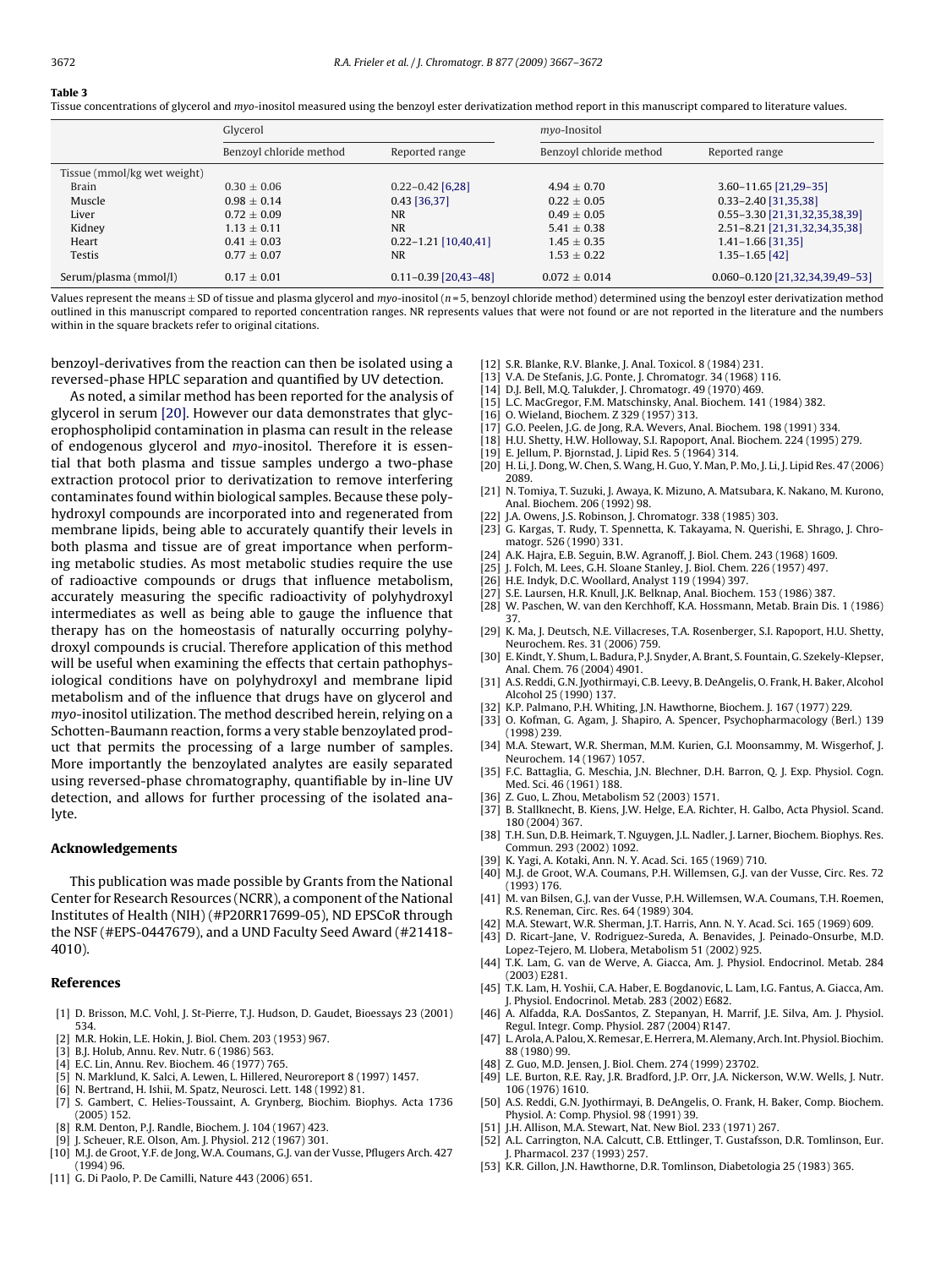**Table 3**

Tissue concentrations of glycerol and *myo*-inositol measured using the benzoyl ester derivatization method report in this manuscript compared to literature values.

| | Glycerol | | *myo*-Inositol | |
|---|---|---|---|---|
| | Benzoyl chloride method | Reported range | Benzoyl chloride method | Reported range |
| Tissue (mmol/kg wet weight) | | | | |
| Brain | 0.30 ± 0.06 | 0.22–0.42 [6,28] | 4.94 ± 0.70 | 3.60–11.65 [21,29–35] |
| Muscle | 0.98 ± 0.14 | 0.43 [36,37] | 0.22 ± 0.05 | 0.33–2.40 [31,35,38] |
| Liver | 0.72 ± 0.09 | NR | 0.49 ± 0.05 | 0.55–3.30 [21,31,32,35,38,39] |
| Kidney | 1.13 ± 0.11 | NR | 5.41 ± 0.38 | 2.51–8.21 [21,31,32,34,35,38] |
| Heart | 0.41 ± 0.03 | 0.22–1.21 [10,40,41] | 1.45 ± 0.35 | 1.41–1.66 [31,35] |
| Testis | 0.77 ± 0.07 | NR | 1.53 ± 0.22 | 1.35–1.65 [42] |
| Serum/plasma (mmol/l) | 0.17 ± 0.01 | 0.11–0.39 [20,43–48] | 0.072 ± 0.014 | 0.060–0.120 [21,32,34,39,49–53] |

Values represent the means ± SD of tissue and plasma glycerol and *myo*-inositol ($n = 5$, benzoyl chloride method) determined using the benzoyl ester derivatization method outlined in this manuscript compared to reported concentration ranges. NR represents values that were not found or are not reported in the literature and the numbers within in the square brackets refer to original citations.

benzoyl-derivatives from the reaction can then be isolated using a reversed-phase HPLC separation and quantified by UV detection.

As noted, a similar method has been reported for the analysis of glycerol in serum [20]. However our data demonstrates that glycerophospholipid contamination in plasma can result in the release of endogenous glycerol and *myo*-inositol. Therefore it is essential that both plasma and tissue samples undergo a two-phase extraction protocol prior to derivatization to remove interfering contaminates found within biological samples. Because these polyhydroxyl compounds are incorporated into and regenerated from membrane lipids, being able to accurately quantify their levels in both plasma and tissue are of great importance when performing metabolic studies. As most metabolic studies require the use of radioactive compounds or drugs that influence metabolism, accurately measuring the specific radioactivity of polyhydroxyl intermediates as well as being able to gauge the influence that therapy has on the homeostasis of naturally occurring polyhydroxyl compounds is crucial. Therefore application of this method will be useful when examining the effects that certain pathophysiological conditions have on polyhydroxyl and membrane lipid metabolism and of the influence that drugs have on glycerol and *myo*-inositol utilization. The method described herein, relying on a Schotten-Baumann reaction, forms a very stable benzoylated product that permits the processing of a large number of samples. More importantly the benzoylated analytes are easily separated using reversed-phase chromatography, quantifiable by in-line UV detection, and allows for further processing of the isolated analyte.

## Acknowledgements

This publication was made possible by Grants from the National Center for Research Resources (NCRR), a component of the National Institutes of Health (NIH) (#P20RR17699-05), ND EPSCoR through the NSF (#EPS-0447679), and a UND Faculty Seed Award (#21418-4010).

## References

[1] D. Brisson, M.C. Vohl, J. St-Pierre, T.J. Hudson, D. Gaudet, Bioessays 23 (2001) 534.
[2] M.R. Hokin, L.E. Hokin, J. Biol. Chem. 203 (1953) 967.
[3] B.J. Holub, Annu. Rev. Nutr. 6 (1986) 563.
[4] E.C. Lin, Annu. Rev. Biochem. 46 (1977) 765.
[5] N. Marklund, K. Salci, A. Lewen, L. Hillered, Neuroreport 8 (1997) 1457.
[6] N. Bertrand, H. Ishii, M. Spatz, Neurosci. Lett. 148 (1992) 81.
[7] S. Gambert, C. Helies-Toussaint, A. Grynberg, Biochim. Biophys. Acta 1736 (2005) 152.
[8] R.M. Denton, P.J. Randle, Biochem. J. 104 (1967) 423.
[9] J. Scheuer, R.E. Olson, Am. J. Physiol. 212 (1967) 301.
[10] M.J. de Groot, Y.F. de Jong, W.A. Coumans, G.J. van der Vusse, Pflugers Arch. 427 (1994) 96.
[11] G. Di Paolo, P. De Camilli, Nature 443 (2006) 651.
[12] S.R. Blanke, R.V. Blanke, J. Anal. Toxicol. 8 (1984) 231.
[13] V.A. De Stefanis, J.G. Ponte, J. Chromatogr. 34 (1968) 116.
[14] D.J. Bell, M.Q. Talukder, J. Chromatogr. 49 (1970) 469.
[15] L.C. MacGregor, F.M. Matschinsky, Anal. Biochem. 141 (1984) 382.
[16] O. Wieland, Biochem. Z 329 (1957) 313.
[17] G.O. Peelen, J.G. de Jong, R.A. Wevers, Anal. Biochem. 198 (1991) 334.
[18] H.U. Shetty, H.W. Holloway, S.I. Rapoport, Anal. Biochem. 224 (1995) 279.
[19] E. Jellum, P. Bjornstad, J. Lipid Res. 5 (1964) 314.
[20] H. Li, J. Dong, W. Chen, S. Wang, H. Guo, Y. Man, P. Mo, J. Li, J. Lipid Res. 47 (2006) 2089.
[21] N. Tomiya, T. Suzuki, J. Awaya, K. Mizuno, A. Matsubara, K. Nakano, M. Kurono, Anal. Biochem. 206 (1992) 98.
[22] J.A. Owens, J.S. Robinson, J. Chromatogr. 338 (1985) 303.
[23] G. Kargas, T. Rudy, T. Spennetta, K. Takayama, N. Querishi, E. Shrago, J. Chromatogr. 526 (1990) 331.
[24] A.K. Hajra, E.B. Seguin, B.W. Agranoff, J. Biol. Chem. 243 (1968) 1609.
[25] J. Folch, M. Lees, G.H. Sloane Stanley, J. Biol. Chem. 226 (1957) 497.
[26] H.E. Indyk, D.C. Woollard, Analyst 119 (1994) 397.
[27] S.E. Laursen, H.R. Knull, J.K. Belknap, Anal. Biochem. 153 (1986) 387.
[28] W. Paschen, W. van den Kerchhoff, K.A. Hossmann, Metab. Brain Dis. 1 (1986) 37.
[29] K. Ma, J. Deutsch, N.E. Villacreses, T.A. Rosenberger, S.I. Rapoport, H.U. Shetty, Neurochem. Res. 31 (2006) 759.
[30] E. Kindt, Y. Shum, L. Badura, P.J. Snyder, A. Brant, S. Fountain, G. Szekely-Klepser, Anal. Chem. 76 (2004) 4901.
[31] A.S. Reddi, G.N. Jyothirmayi, C.B. Leevy, B. DeAngelis, O. Frank, H. Baker, Alcohol Alcohol 25 (1990) 137.
[32] K.P. Palmano, P.H. Whiting, J.N. Hawthorne, Biochem. J. 167 (1977) 229.
[33] O. Kofman, G. Agam, J. Shapiro, A. Spencer, Psychopharmacology (Berl.) 139 (1998) 239.
[34] M.A. Stewart, W.R. Sherman, M.M. Kurien, G.I. Moonsammy, M. Wisgerhof, J. Neurochem. 14 (1967) 1057.
[35] F.C. Battaglia, G. Meschia, J.N. Blechner, D.H. Barron, Q. J. Exp. Physiol. Cogn. Med. Sci. 46 (1961) 188.
[36] Z. Guo, L. Zhou, Metabolism 52 (2003) 1571.
[37] B. Stallknecht, B. Kiens, J.W. Helge, E.A. Richter, H. Galbo, Acta Physiol. Scand. 180 (2004) 367.
[38] T.H. Sun, D.B. Heimark, T. Nguygen, J.L. Nadler, J. Larner, Biochem. Biophys. Res. Commun. 293 (2002) 1092.
[39] K. Yagi, A. Kotaki, Ann. N. Y. Acad. Sci. 165 (1969) 710.
[40] M.J. de Groot, W.A. Coumans, P.H. Willemsen, G.J. van der Vusse, Circ. Res. 72 (1993) 176.
[41] M. van Bilsen, G.J. van der Vusse, P.H. Willemsen, W.A. Coumans, T.H. Roemen, R.S. Reneman, Circ. Res. 64 (1989) 304.
[42] M.A. Stewart, W.R. Sherman, J.T. Harris, Ann. N. Y. Acad. Sci. 165 (1969) 609.
[43] D. Ricart-Jane, V. Rodriguez-Sureda, A. Benavides, J. Peinado-Onsurbe, M.D. Lopez-Tejero, M. Llobera, Metabolism 51 (2002) 925.
[44] T.K. Lam, G. van de Werve, A. Giacca, Am. J. Physiol. Endocrinol. Metab. 284 (2003) E281.
[45] T.K. Lam, H. Yoshii, C.A. Haber, E. Bogdanovic, L. Lam, I.G. Fantus, A. Giacca, Am. J. Physiol. Endocrinol. Metab. 283 (2002) E682.
[46] A. Alfadda, R.A. DosSantos, Z. Stepanyan, H. Marrif, J.E. Silva, Am. J. Physiol. Regul. Integr. Comp. Physiol. 287 (2004) R147.
[47] L. Arola, A. Palou, X. Remesar, E. Herrera, M. Alemany, Arch. Int. Physiol. Biochim. 88 (1980) 99.
[48] Z. Guo, M.D. Jensen, J. Biol. Chem. 274 (1999) 23702.
[49] L.E. Burton, R.E. Ray, J.R. Bradford, J.P. Orr, J.A. Nickerson, W.W. Wells, J. Nutr. 106 (1976) 1610.
[50] A.S. Reddi, G.N. Jyothirmayi, B. DeAngelis, O. Frank, H. Baker, Comp. Biochem. Physiol. A: Comp. Physiol. 98 (1991) 39.
[51] J.H. Allison, M.A. Stewart, Nat. New Biol. 233 (1971) 267.
[52] A.L. Carrington, N.A. Calcutt, C.B. Ettlinger, T. Gustafsson, D.R. Tomlinson, Eur. J. Pharmacol. 237 (1993) 257.
[53] K.R. Gillon, J.N. Hawthorne, D.R. Tomlinson, Diabetologia 25 (1983) 365.